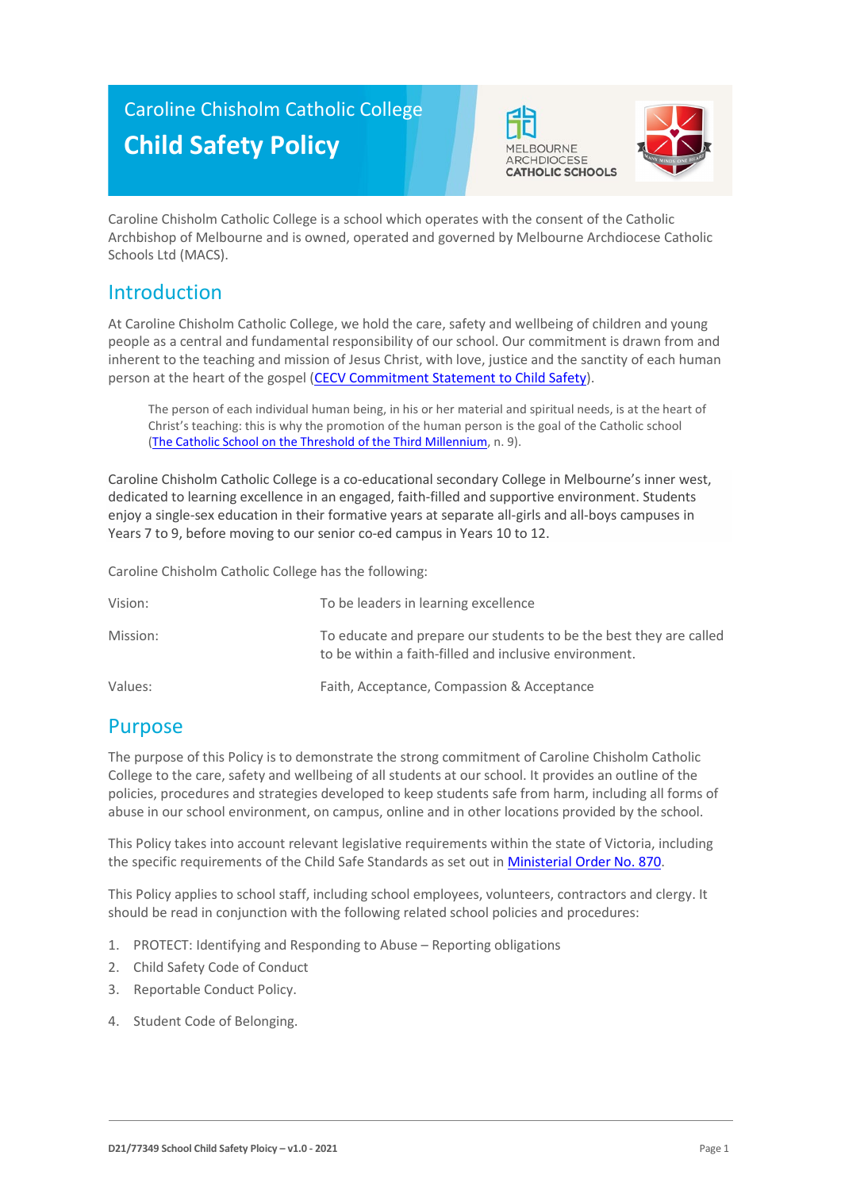Caroline Chisholm Catholic College

# Child Safety Policy

MELBOURNE ARCHDIOCESE CATHOLIC SCHOOLS

Caroline Chisholm Catholic College is a school which operates with the consent of the Catholic Archbishop of Melbourne and is owned, operated and governed by Melbourne Archdiocese Catholic Schools Ltd (MACS).

## Introduction

At Caroline Chisholm Catholic College, we hold the care, safety and wellbeing of children and young people as a central and fundamental responsibility of our school. Our commitment is drawn from and inherent to the teaching and mission of Jesus Christ, with love, justice and the sanctity of each human person at the heart of the gospel (CECV Commitment Statement to Child Safety).

> The person of each individual human being, in his or her material and spiritual needs, is at the heart of Christ's teaching: this is why the promotion of the human person is the goal of the Catholic school (The Catholic School on the Threshold of the Third Millennium, n. 9).

Caroline Chisholm Catholic College is a co-educational secondary College in Melbourne's inner west, dedicated to learning excellence in an engaged, faith-filled and supportive environment. Students enjoy a single-sex education in their formative years at separate all-girls and all-boys campuses in Years 7 to 9, before moving to our senior co-ed campus in Years 10 to 12.

Caroline Chisholm Catholic College has the following:

| | |
|---|---|
| Vision: | To be leaders in learning excellence |
| Mission: | To educate and prepare our students to be the best they are called to be within a faith-filled and inclusive environment. |
| Values: | Faith, Acceptance, Compassion & Acceptance |

## Purpose

The purpose of this Policy is to demonstrate the strong commitment of Caroline Chisholm Catholic College to the care, safety and wellbeing of all students at our school. It provides an outline of the policies, procedures and strategies developed to keep students safe from harm, including all forms of abuse in our school environment, on campus, online and in other locations provided by the school.

This Policy takes into account relevant legislative requirements within the state of Victoria, including the specific requirements of the Child Safe Standards as set out in Ministerial Order No. 870.

This Policy applies to school staff, including school employees, volunteers, contractors and clergy. It should be read in conjunction with the following related school policies and procedures:

1. PROTECT: Identifying and Responding to Abuse – Reporting obligations
2. Child Safety Code of Conduct
3. Reportable Conduct Policy.
4. Student Code of Belonging.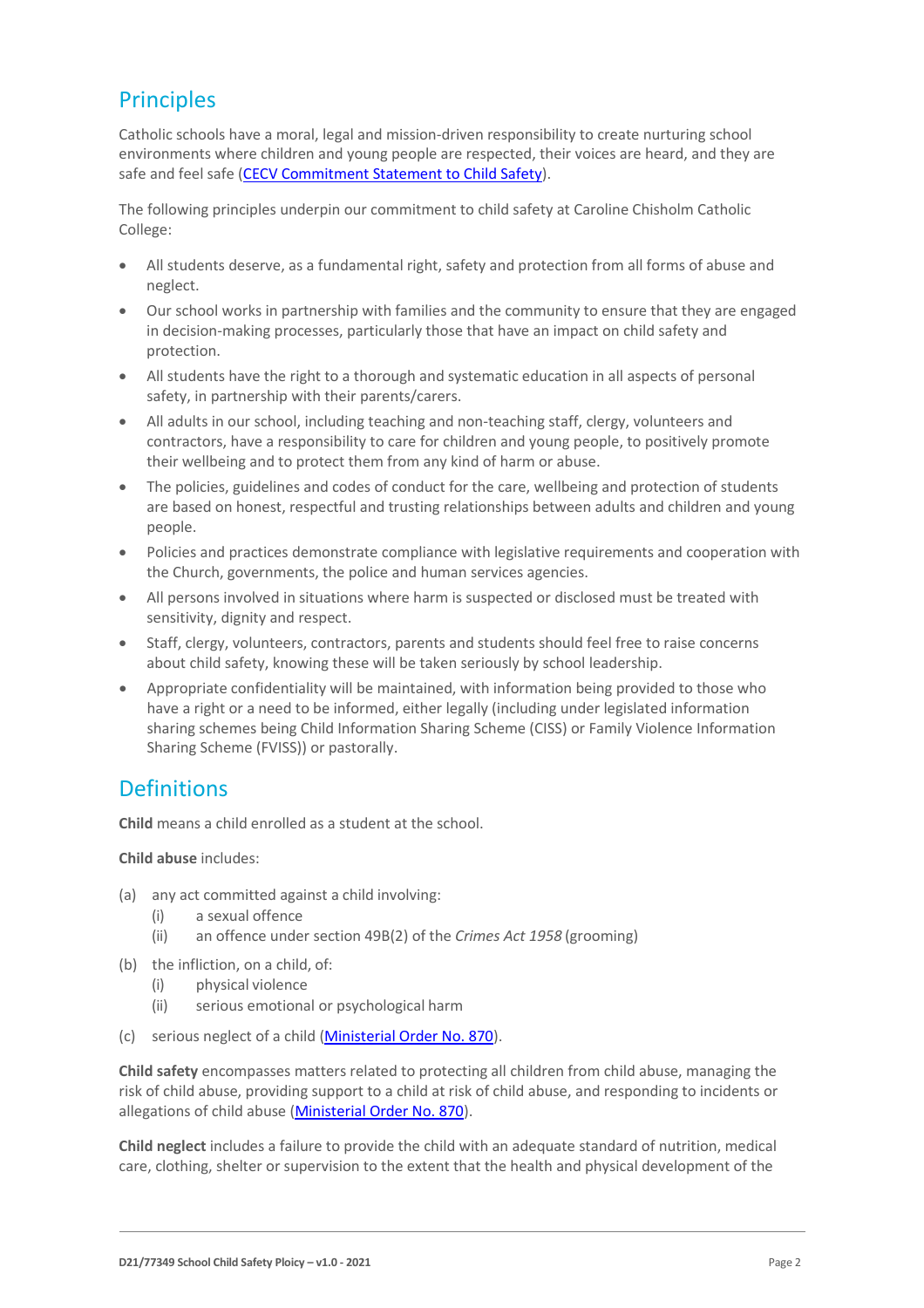## Principles

Catholic schools have a moral, legal and mission-driven responsibility to create nurturing school environments where children and young people are respected, their voices are heard, and they are safe and feel safe (CECV Commitment Statement to Child Safety).

The following principles underpin our commitment to child safety at Caroline Chisholm Catholic College:

- All students deserve, as a fundamental right, safety and protection from all forms of abuse and neglect.
- Our school works in partnership with families and the community to ensure that they are engaged in decision-making processes, particularly those that have an impact on child safety and protection.
- All students have the right to a thorough and systematic education in all aspects of personal safety, in partnership with their parents/carers.
- All adults in our school, including teaching and non-teaching staff, clergy, volunteers and contractors, have a responsibility to care for children and young people, to positively promote their wellbeing and to protect them from any kind of harm or abuse.
- The policies, guidelines and codes of conduct for the care, wellbeing and protection of students are based on honest, respectful and trusting relationships between adults and children and young people.
- Policies and practices demonstrate compliance with legislative requirements and cooperation with the Church, governments, the police and human services agencies.
- All persons involved in situations where harm is suspected or disclosed must be treated with sensitivity, dignity and respect.
- Staff, clergy, volunteers, contractors, parents and students should feel free to raise concerns about child safety, knowing these will be taken seriously by school leadership.
- Appropriate confidentiality will be maintained, with information being provided to those who have a right or a need to be informed, either legally (including under legislated information sharing schemes being Child Information Sharing Scheme (CISS) or Family Violence Information Sharing Scheme (FVISS)) or pastorally.

## Definitions

**Child** means a child enrolled as a student at the school.

**Child abuse** includes:

(a) any act committed against a child involving:
   - (i) a sexual offence
   - (ii) an offence under section 49B(2) of the *Crimes Act 1958* (grooming)

(b) the infliction, on a child, of:
   - (i) physical violence
   - (ii) serious emotional or psychological harm

(c) serious neglect of a child (Ministerial Order No. 870).

**Child safety** encompasses matters related to protecting all children from child abuse, managing the risk of child abuse, providing support to a child at risk of child abuse, and responding to incidents or allegations of child abuse (Ministerial Order No. 870).

**Child neglect** includes a failure to provide the child with an adequate standard of nutrition, medical care, clothing, shelter or supervision to the extent that the health and physical development of the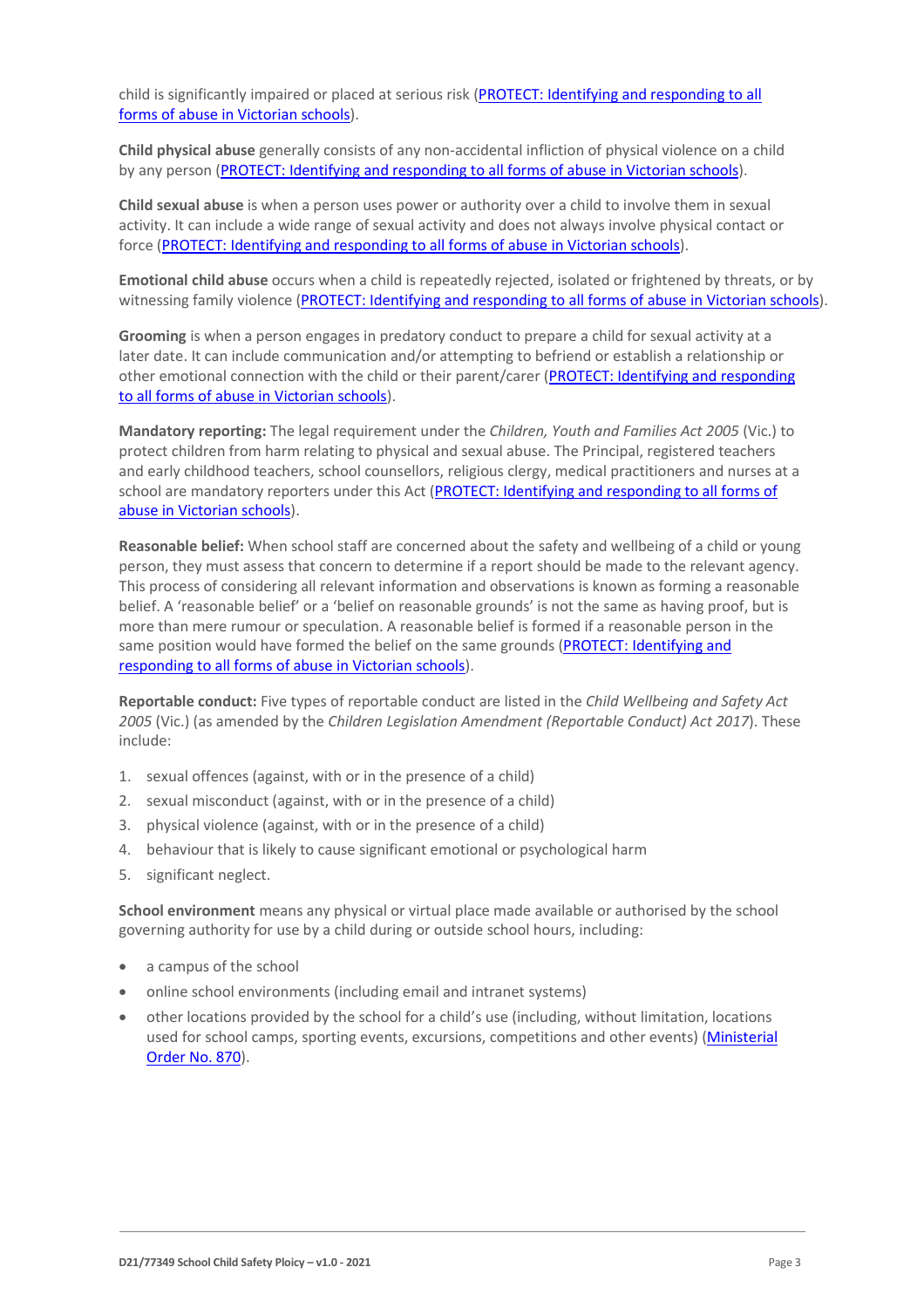child is significantly impaired or placed at serious risk (PROTECT: Identifying and responding to all forms of abuse in Victorian schools).

**Child physical abuse** generally consists of any non-accidental infliction of physical violence on a child by any person (PROTECT: Identifying and responding to all forms of abuse in Victorian schools).

**Child sexual abuse** is when a person uses power or authority over a child to involve them in sexual activity. It can include a wide range of sexual activity and does not always involve physical contact or force (PROTECT: Identifying and responding to all forms of abuse in Victorian schools).

**Emotional child abuse** occurs when a child is repeatedly rejected, isolated or frightened by threats, or by witnessing family violence (PROTECT: Identifying and responding to all forms of abuse in Victorian schools).

**Grooming** is when a person engages in predatory conduct to prepare a child for sexual activity at a later date. It can include communication and/or attempting to befriend or establish a relationship or other emotional connection with the child or their parent/carer (PROTECT: Identifying and responding to all forms of abuse in Victorian schools).

**Mandatory reporting:** The legal requirement under the *Children, Youth and Families Act 2005* (Vic.) to protect children from harm relating to physical and sexual abuse. The Principal, registered teachers and early childhood teachers, school counsellors, religious clergy, medical practitioners and nurses at a school are mandatory reporters under this Act (PROTECT: Identifying and responding to all forms of abuse in Victorian schools).

**Reasonable belief:** When school staff are concerned about the safety and wellbeing of a child or young person, they must assess that concern to determine if a report should be made to the relevant agency. This process of considering all relevant information and observations is known as forming a reasonable belief. A 'reasonable belief' or a 'belief on reasonable grounds' is not the same as having proof, but is more than mere rumour or speculation. A reasonable belief is formed if a reasonable person in the same position would have formed the belief on the same grounds (PROTECT: Identifying and responding to all forms of abuse in Victorian schools).

**Reportable conduct:** Five types of reportable conduct are listed in the *Child Wellbeing and Safety Act 2005* (Vic.) (as amended by the *Children Legislation Amendment (Reportable Conduct) Act 2017*). These include:

1. sexual offences (against, with or in the presence of a child)
2. sexual misconduct (against, with or in the presence of a child)
3. physical violence (against, with or in the presence of a child)
4. behaviour that is likely to cause significant emotional or psychological harm
5. significant neglect.

**School environment** means any physical or virtual place made available or authorised by the school governing authority for use by a child during or outside school hours, including:

- a campus of the school
- online school environments (including email and intranet systems)
- other locations provided by the school for a child's use (including, without limitation, locations used for school camps, sporting events, excursions, competitions and other events) (Ministerial Order No. 870).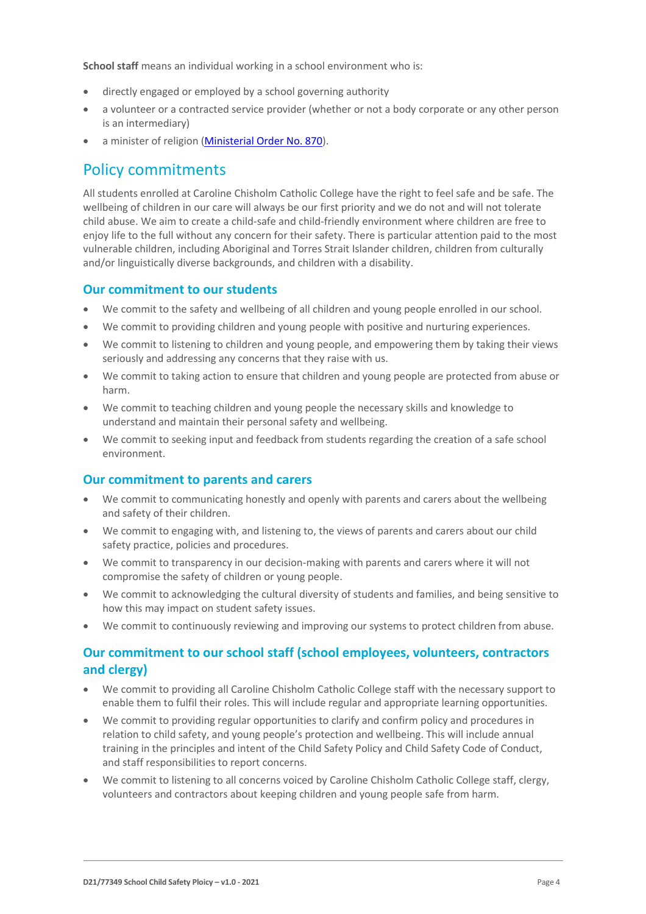**School staff** means an individual working in a school environment who is:

- directly engaged or employed by a school governing authority
- a volunteer or a contracted service provider (whether or not a body corporate or any other person is an intermediary)
- a minister of religion ([Ministerial Order No. 870](#)).

## Policy commitments

All students enrolled at Caroline Chisholm Catholic College have the right to feel safe and be safe. The wellbeing of children in our care will always be our first priority and we do not and will not tolerate child abuse. We aim to create a child-safe and child-friendly environment where children are free to enjoy life to the full without any concern for their safety. There is particular attention paid to the most vulnerable children, including Aboriginal and Torres Strait Islander children, children from culturally and/or linguistically diverse backgrounds, and children with a disability.

### Our commitment to our students

- We commit to the safety and wellbeing of all children and young people enrolled in our school.
- We commit to providing children and young people with positive and nurturing experiences.
- We commit to listening to children and young people, and empowering them by taking their views seriously and addressing any concerns that they raise with us.
- We commit to taking action to ensure that children and young people are protected from abuse or harm.
- We commit to teaching children and young people the necessary skills and knowledge to understand and maintain their personal safety and wellbeing.
- We commit to seeking input and feedback from students regarding the creation of a safe school environment.

### Our commitment to parents and carers

- We commit to communicating honestly and openly with parents and carers about the wellbeing and safety of their children.
- We commit to engaging with, and listening to, the views of parents and carers about our child safety practice, policies and procedures.
- We commit to transparency in our decision-making with parents and carers where it will not compromise the safety of children or young people.
- We commit to acknowledging the cultural diversity of students and families, and being sensitive to how this may impact on student safety issues.
- We commit to continuously reviewing and improving our systems to protect children from abuse.

### Our commitment to our school staff (school employees, volunteers, contractors and clergy)

- We commit to providing all Caroline Chisholm Catholic College staff with the necessary support to enable them to fulfil their roles. This will include regular and appropriate learning opportunities.
- We commit to providing regular opportunities to clarify and confirm policy and procedures in relation to child safety, and young people's protection and wellbeing. This will include annual training in the principles and intent of the Child Safety Policy and Child Safety Code of Conduct, and staff responsibilities to report concerns.
- We commit to listening to all concerns voiced by Caroline Chisholm Catholic College staff, clergy, volunteers and contractors about keeping children and young people safe from harm.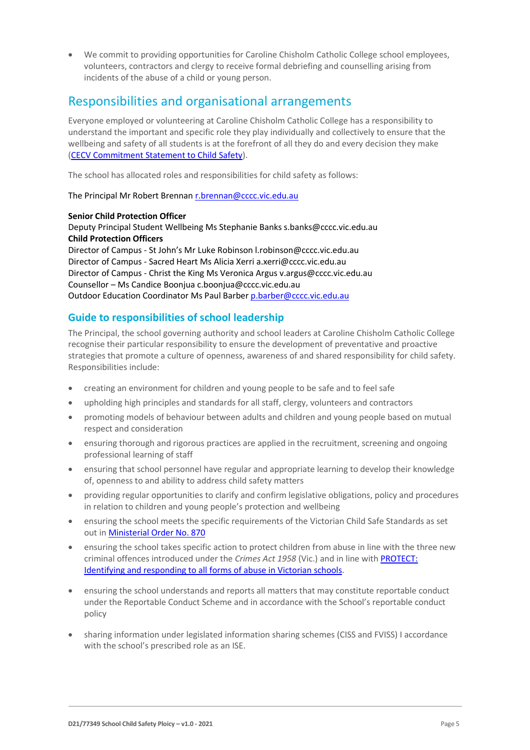- We commit to providing opportunities for Caroline Chisholm Catholic College school employees, volunteers, contractors and clergy to receive formal debriefing and counselling arising from incidents of the abuse of a child or young person.

## Responsibilities and organisational arrangements

Everyone employed or volunteering at Caroline Chisholm Catholic College has a responsibility to understand the important and specific role they play individually and collectively to ensure that the wellbeing and safety of all students is at the forefront of all they do and every decision they make (CECV Commitment Statement to Child Safety).

The school has allocated roles and responsibilities for child safety as follows:

The Principal Mr Robert Brennan r.brennan@cccc.vic.edu.au

**Senior Child Protection Officer**
Deputy Principal Student Wellbeing Ms Stephanie Banks s.banks@cccc.vic.edu.au
**Child Protection Officers**
Director of Campus - St John's Mr Luke Robinson l.robinson@cccc.vic.edu.au
Director of Campus - Sacred Heart Ms Alicia Xerri a.xerri@cccc.vic.edu.au
Director of Campus - Christ the King Ms Veronica Argus v.argus@cccc.vic.edu.au
Counsellor – Ms Candice Boonjua c.boonjua@cccc.vic.edu.au
Outdoor Education Coordinator Ms Paul Barber p.barber@cccc.vic.edu.au

### Guide to responsibilities of school leadership

The Principal, the school governing authority and school leaders at Caroline Chisholm Catholic College recognise their particular responsibility to ensure the development of preventative and proactive strategies that promote a culture of openness, awareness of and shared responsibility for child safety. Responsibilities include:

- creating an environment for children and young people to be safe and to feel safe
- upholding high principles and standards for all staff, clergy, volunteers and contractors
- promoting models of behaviour between adults and children and young people based on mutual respect and consideration
- ensuring thorough and rigorous practices are applied in the recruitment, screening and ongoing professional learning of staff
- ensuring that school personnel have regular and appropriate learning to develop their knowledge of, openness to and ability to address child safety matters
- providing regular opportunities to clarify and confirm legislative obligations, policy and procedures in relation to children and young people's protection and wellbeing
- ensuring the school meets the specific requirements of the Victorian Child Safe Standards as set out in Ministerial Order No. 870
- ensuring the school takes specific action to protect children from abuse in line with the three new criminal offences introduced under the *Crimes Act 1958* (Vic.) and in line with PROTECT: Identifying and responding to all forms of abuse in Victorian schools.
- ensuring the school understands and reports all matters that may constitute reportable conduct under the Reportable Conduct Scheme and in accordance with the School's reportable conduct policy
- sharing information under legislated information sharing schemes (CISS and FVISS) I accordance with the school's prescribed role as an ISE.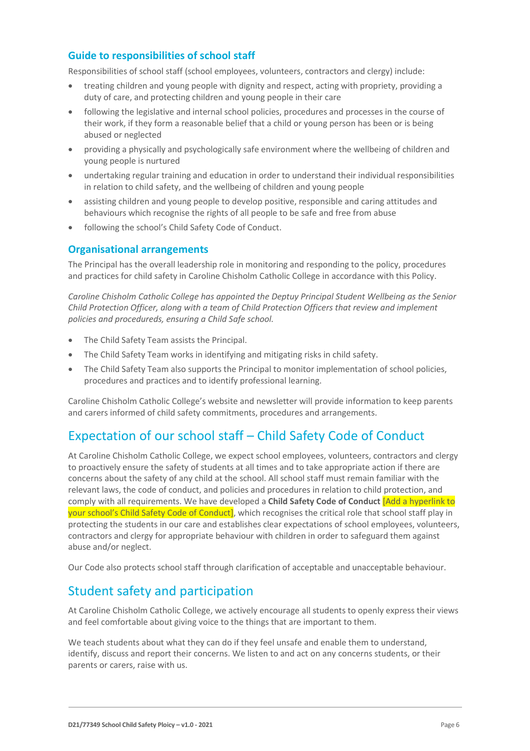### Guide to responsibilities of school staff

Responsibilities of school staff (school employees, volunteers, contractors and clergy) include:

- treating children and young people with dignity and respect, acting with propriety, providing a duty of care, and protecting children and young people in their care
- following the legislative and internal school policies, procedures and processes in the course of their work, if they form a reasonable belief that a child or young person has been or is being abused or neglected
- providing a physically and psychologically safe environment where the wellbeing of children and young people is nurtured
- undertaking regular training and education in order to understand their individual responsibilities in relation to child safety, and the wellbeing of children and young people
- assisting children and young people to develop positive, responsible and caring attitudes and behaviours which recognise the rights of all people to be safe and free from abuse
- following the school's Child Safety Code of Conduct.

### Organisational arrangements

The Principal has the overall leadership role in monitoring and responding to the policy, procedures and practices for child safety in Caroline Chisholm Catholic College in accordance with this Policy.

*Caroline Chisholm Catholic College has appointed the Deptuy Principal Student Wellbeing as the Senior Child Protection Officer, along with a team of Child Protection Officers that review and implement policies and procedureds, ensuring a Child Safe school.*

- The Child Safety Team assists the Principal.
- The Child Safety Team works in identifying and mitigating risks in child safety.
- The Child Safety Team also supports the Principal to monitor implementation of school policies, procedures and practices and to identify professional learning.

Caroline Chisholm Catholic College's website and newsletter will provide information to keep parents and carers informed of child safety commitments, procedures and arrangements.

## Expectation of our school staff – Child Safety Code of Conduct

At Caroline Chisholm Catholic College, we expect school employees, volunteers, contractors and clergy to proactively ensure the safety of students at all times and to take appropriate action if there are concerns about the safety of any child at the school. All school staff must remain familiar with the relevant laws, the code of conduct, and policies and procedures in relation to child protection, and comply with all requirements. We have developed a **Child Safety Code of Conduct** [Add a hyperlink to your school's Child Safety Code of Conduct], which recognises the critical role that school staff play in protecting the students in our care and establishes clear expectations of school employees, volunteers, contractors and clergy for appropriate behaviour with children in order to safeguard them against abuse and/or neglect.

Our Code also protects school staff through clarification of acceptable and unacceptable behaviour.

## Student safety and participation

At Caroline Chisholm Catholic College, we actively encourage all students to openly express their views and feel comfortable about giving voice to the things that are important to them.

We teach students about what they can do if they feel unsafe and enable them to understand, identify, discuss and report their concerns. We listen to and act on any concerns students, or their parents or carers, raise with us.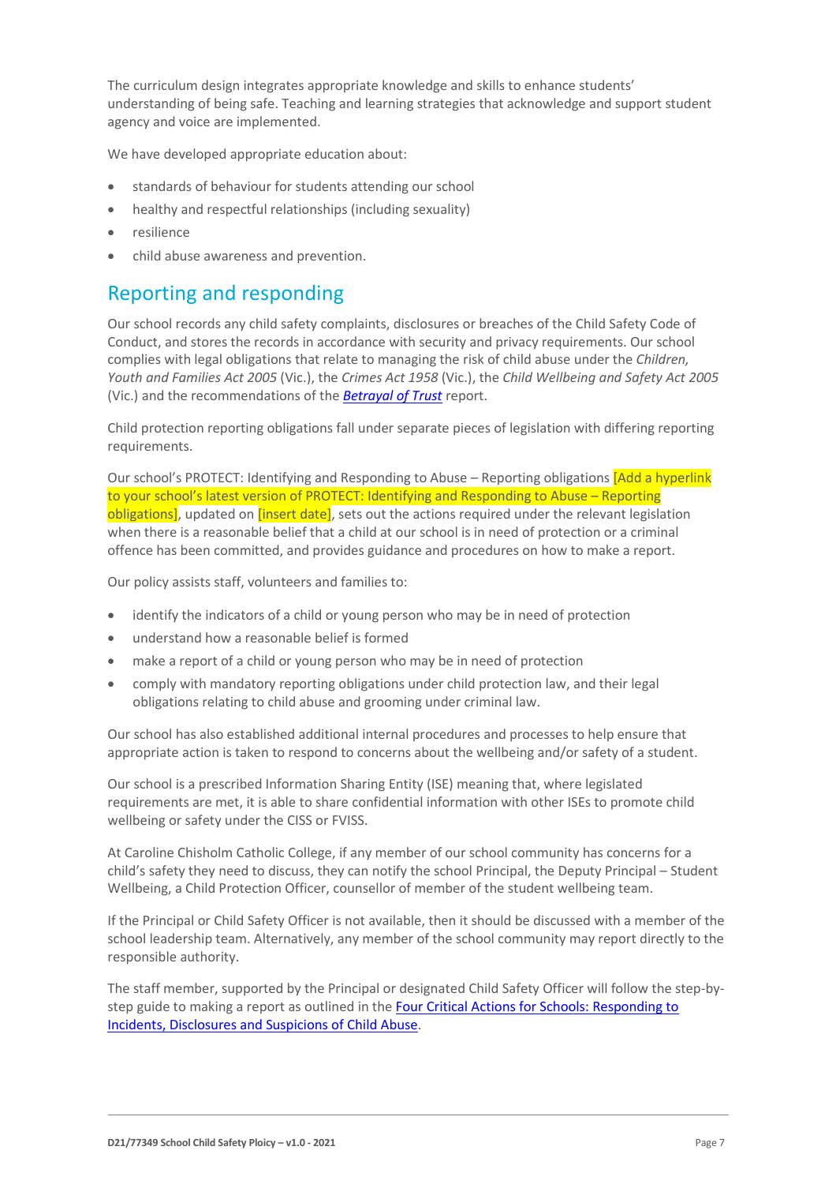The curriculum design integrates appropriate knowledge and skills to enhance students' understanding of being safe. Teaching and learning strategies that acknowledge and support student agency and voice are implemented.

We have developed appropriate education about:

- standards of behaviour for students attending our school
- healthy and respectful relationships (including sexuality)
- resilience
- child abuse awareness and prevention.

## Reporting and responding

Our school records any child safety complaints, disclosures or breaches of the Child Safety Code of Conduct, and stores the records in accordance with security and privacy requirements. Our school complies with legal obligations that relate to managing the risk of child abuse under the *Children, Youth and Families Act 2005* (Vic.), the *Crimes Act 1958* (Vic.), the *Child Wellbeing and Safety Act 2005* (Vic.) and the recommendations of the *Betrayal of Trust* report.

Child protection reporting obligations fall under separate pieces of legislation with differing reporting requirements.

Our school's PROTECT: Identifying and Responding to Abuse – Reporting obligations [Add a hyperlink to your school's latest version of PROTECT: Identifying and Responding to Abuse – Reporting obligations], updated on [insert date], sets out the actions required under the relevant legislation when there is a reasonable belief that a child at our school is in need of protection or a criminal offence has been committed, and provides guidance and procedures on how to make a report.

Our policy assists staff, volunteers and families to:

- identify the indicators of a child or young person who may be in need of protection
- understand how a reasonable belief is formed
- make a report of a child or young person who may be in need of protection
- comply with mandatory reporting obligations under child protection law, and their legal obligations relating to child abuse and grooming under criminal law.

Our school has also established additional internal procedures and processes to help ensure that appropriate action is taken to respond to concerns about the wellbeing and/or safety of a student.

Our school is a prescribed Information Sharing Entity (ISE) meaning that, where legislated requirements are met, it is able to share confidential information with other ISEs to promote child wellbeing or safety under the CISS or FVISS.

At Caroline Chisholm Catholic College, if any member of our school community has concerns for a child's safety they need to discuss, they can notify the school Principal, the Deputy Principal – Student Wellbeing, a Child Protection Officer, counsellor of member of the student wellbeing team.

If the Principal or Child Safety Officer is not available, then it should be discussed with a member of the school leadership team. Alternatively, any member of the school community may report directly to the responsible authority.

The staff member, supported by the Principal or designated Child Safety Officer will follow the step-by-step guide to making a report as outlined in the Four Critical Actions for Schools: Responding to Incidents, Disclosures and Suspicions of Child Abuse.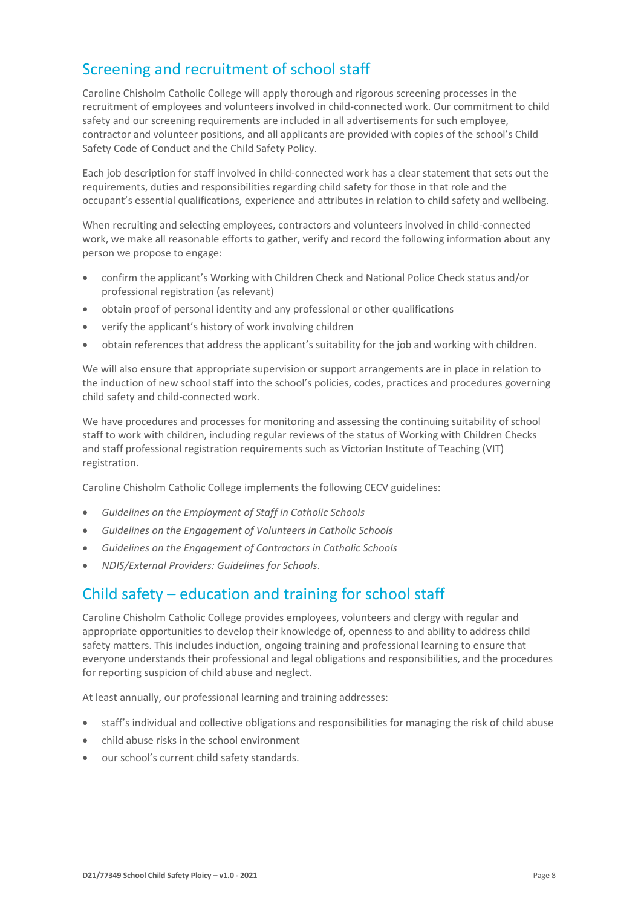## Screening and recruitment of school staff

Caroline Chisholm Catholic College will apply thorough and rigorous screening processes in the recruitment of employees and volunteers involved in child-connected work. Our commitment to child safety and our screening requirements are included in all advertisements for such employee, contractor and volunteer positions, and all applicants are provided with copies of the school's Child Safety Code of Conduct and the Child Safety Policy.

Each job description for staff involved in child-connected work has a clear statement that sets out the requirements, duties and responsibilities regarding child safety for those in that role and the occupant's essential qualifications, experience and attributes in relation to child safety and wellbeing.

When recruiting and selecting employees, contractors and volunteers involved in child-connected work, we make all reasonable efforts to gather, verify and record the following information about any person we propose to engage:

- confirm the applicant's Working with Children Check and National Police Check status and/or professional registration (as relevant)
- obtain proof of personal identity and any professional or other qualifications
- verify the applicant's history of work involving children
- obtain references that address the applicant's suitability for the job and working with children.

We will also ensure that appropriate supervision or support arrangements are in place in relation to the induction of new school staff into the school's policies, codes, practices and procedures governing child safety and child-connected work.

We have procedures and processes for monitoring and assessing the continuing suitability of school staff to work with children, including regular reviews of the status of Working with Children Checks and staff professional registration requirements such as Victorian Institute of Teaching (VIT) registration.

Caroline Chisholm Catholic College implements the following CECV guidelines:

- *Guidelines on the Employment of Staff in Catholic Schools*
- *Guidelines on the Engagement of Volunteers in Catholic Schools*
- *Guidelines on the Engagement of Contractors in Catholic Schools*
- *NDIS/External Providers: Guidelines for Schools*.

## Child safety – education and training for school staff

Caroline Chisholm Catholic College provides employees, volunteers and clergy with regular and appropriate opportunities to develop their knowledge of, openness to and ability to address child safety matters. This includes induction, ongoing training and professional learning to ensure that everyone understands their professional and legal obligations and responsibilities, and the procedures for reporting suspicion of child abuse and neglect.

At least annually, our professional learning and training addresses:

- staff's individual and collective obligations and responsibilities for managing the risk of child abuse
- child abuse risks in the school environment
- our school's current child safety standards.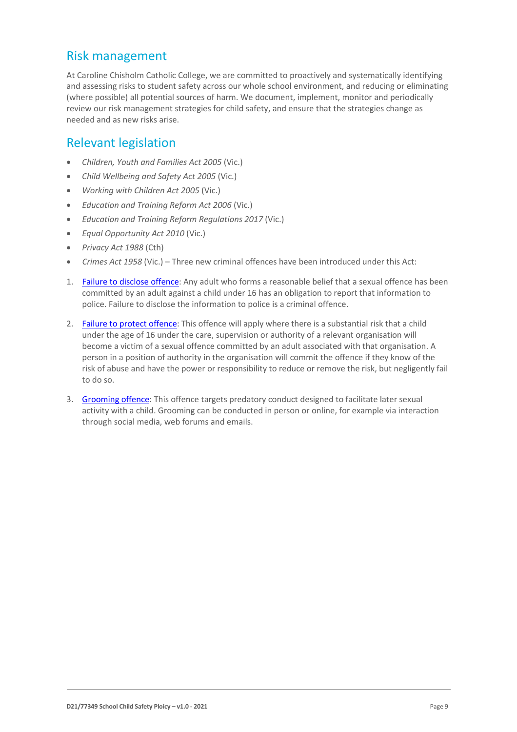## Risk management

At Caroline Chisholm Catholic College, we are committed to proactively and systematically identifying and assessing risks to student safety across our whole school environment, and reducing or eliminating (where possible) all potential sources of harm. We document, implement, monitor and periodically review our risk management strategies for child safety, and ensure that the strategies change as needed and as new risks arise.

## Relevant legislation

- *Children, Youth and Families Act 2005* (Vic.)
- *Child Wellbeing and Safety Act 2005* (Vic.)
- *Working with Children Act 2005* (Vic.)
- *Education and Training Reform Act 2006* (Vic.)
- *Education and Training Reform Regulations 2017* (Vic.)
- *Equal Opportunity Act 2010* (Vic.)
- *Privacy Act 1988* (Cth)
- *Crimes Act 1958* (Vic.) – Three new criminal offences have been introduced under this Act:

1. Failure to disclose offence: Any adult who forms a reasonable belief that a sexual offence has been committed by an adult against a child under 16 has an obligation to report that information to police. Failure to disclose the information to police is a criminal offence.
2. Failure to protect offence: This offence will apply where there is a substantial risk that a child under the age of 16 under the care, supervision or authority of a relevant organisation will become a victim of a sexual offence committed by an adult associated with that organisation. A person in a position of authority in the organisation will commit the offence if they know of the risk of abuse and have the power or responsibility to reduce or remove the risk, but negligently fail to do so.
3. Grooming offence: This offence targets predatory conduct designed to facilitate later sexual activity with a child. Grooming can be conducted in person or online, for example via interaction through social media, web forums and emails.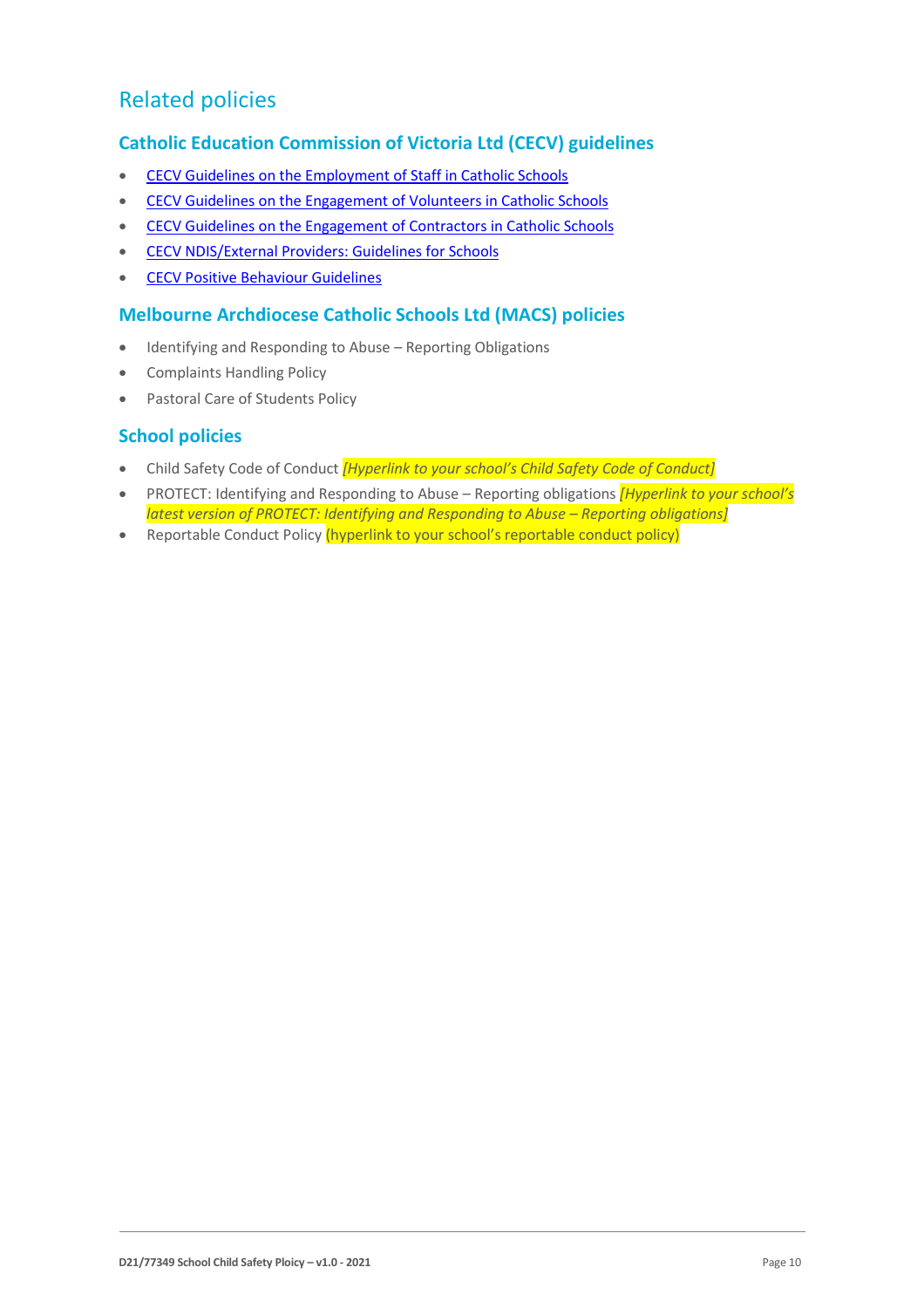## Related policies

### Catholic Education Commission of Victoria Ltd (CECV) guidelines

- CECV Guidelines on the Employment of Staff in Catholic Schools
- CECV Guidelines on the Engagement of Volunteers in Catholic Schools
- CECV Guidelines on the Engagement of Contractors in Catholic Schools
- CECV NDIS/External Providers: Guidelines for Schools
- CECV Positive Behaviour Guidelines

### Melbourne Archdiocese Catholic Schools Ltd (MACS) policies

- Identifying and Responding to Abuse – Reporting Obligations
- Complaints Handling Policy
- Pastoral Care of Students Policy

### School policies

- Child Safety Code of Conduct *[Hyperlink to your school's Child Safety Code of Conduct]*
- PROTECT: Identifying and Responding to Abuse – Reporting obligations *[Hyperlink to your school's latest version of PROTECT: Identifying and Responding to Abuse – Reporting obligations]*
- Reportable Conduct Policy (hyperlink to your school's reportable conduct policy)